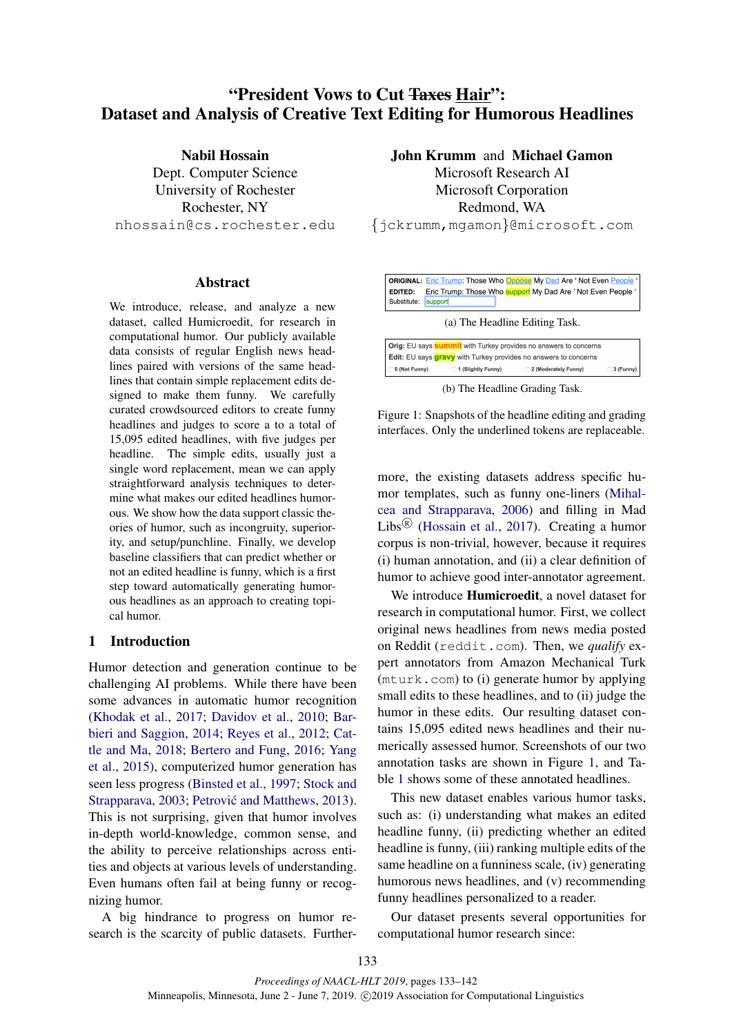# "President Vows to Cut ~~Taxes~~ Hair": Dataset and Analysis of Creative Text Editing for Humorous Headlines

**Nabil Hossain**
Dept. Computer Science
University of Rochester
Rochester, NY
nhossain@cs.rochester.edu

**John Krumm** and **Michael Gamon**
Microsoft Research AI
Microsoft Corporation
Redmond, WA
{jckrumm,mgamon}@microsoft.com

## Abstract

We introduce, release, and analyze a new dataset, called Humicroedit, for research in computational humor. Our publicly available data consists of regular English news headlines paired with versions of the same headlines that contain simple replacement edits designed to make them funny. We carefully curated crowdsourced editors to create funny headlines and judges to score a to a total of 15,095 edited headlines, with five judges per headline. The simple edits, usually just a single word replacement, mean we can apply straightforward analysis techniques to determine what makes our edited headlines humorous. We show how the data support classic theories of humor, such as incongruity, superiority, and setup/punchline. Finally, we develop baseline classifiers that can predict whether or not an edited headline is funny, which is a first step toward automatically generating humorous headlines as an approach to creating topical humor.

## 1 Introduction

Humor detection and generation continue to be challenging AI problems. While there have been some advances in automatic humor recognition (Khodak et al., 2017; Davidov et al., 2010; Barbieri and Saggion, 2014; Reyes et al., 2012; Cattle and Ma, 2018; Bertero and Fung, 2016; Yang et al., 2015), computerized humor generation has seen less progress (Binsted et al., 1997; Stock and Strapparava, 2003; Petrović and Matthews, 2013). This is not surprising, given that humor involves in-depth world-knowledge, common sense, and the ability to perceive relationships across entities and objects at various levels of understanding. Even humans often fail at being funny or recognizing humor.

A big hindrance to progress on humor research is the scarcity of public datasets. Furthermore, the existing datasets address specific humor templates, such as funny one-liners (Mihalcea and Strapparava, 2006) and filling in Mad Libs® (Hossain et al., 2017). Creating a humor corpus is non-trivial, however, because it requires (i) human annotation, and (ii) a clear definition of humor to achieve good inter-annotator agreement.

We introduce **Humicroedit**, a novel dataset for research in computational humor. First, we collect original news headlines from news media posted on Reddit (reddit.com). Then, we *qualify* expert annotators from Amazon Mechanical Turk (mturk.com) to (i) generate humor by applying small edits to these headlines, and to (ii) judge the humor in these edits. Our resulting dataset contains 15,095 edited news headlines and their numerically assessed humor. Screenshots of our two annotation tasks are shown in Figure 1, and Table 1 shows some of these annotated headlines.

This new dataset enables various humor tasks, such as: (i) understanding what makes an edited headline funny, (ii) predicting whether an edited headline is funny, (iii) ranking multiple edits of the same headline on a funniness scale, (iv) generating humorous news headlines, and (v) recommending funny headlines personalized to a reader.

Our dataset presents several opportunities for computational humor research since:

ORIGINAL: Eric Trump: Those Who Oppose My Dad Are ' Not Even People '
EDITED: Eric Trump: Those Who support My Dad Are ' Not Even People '
Substitute: support

(a) The Headline Editing Task.

Orig: EU says summit with Turkey provides no answers to concerns
Edit: EU says gravy with Turkey provides no answers to concerns
0 (Not Funny) 1 (Slightly Funny) 2 (Moderately Funny) 3 (Funny)

(b) The Headline Grading Task.

Figure 1: Snapshots of the headline editing and grading interfaces. Only the underlined tokens are replaceable.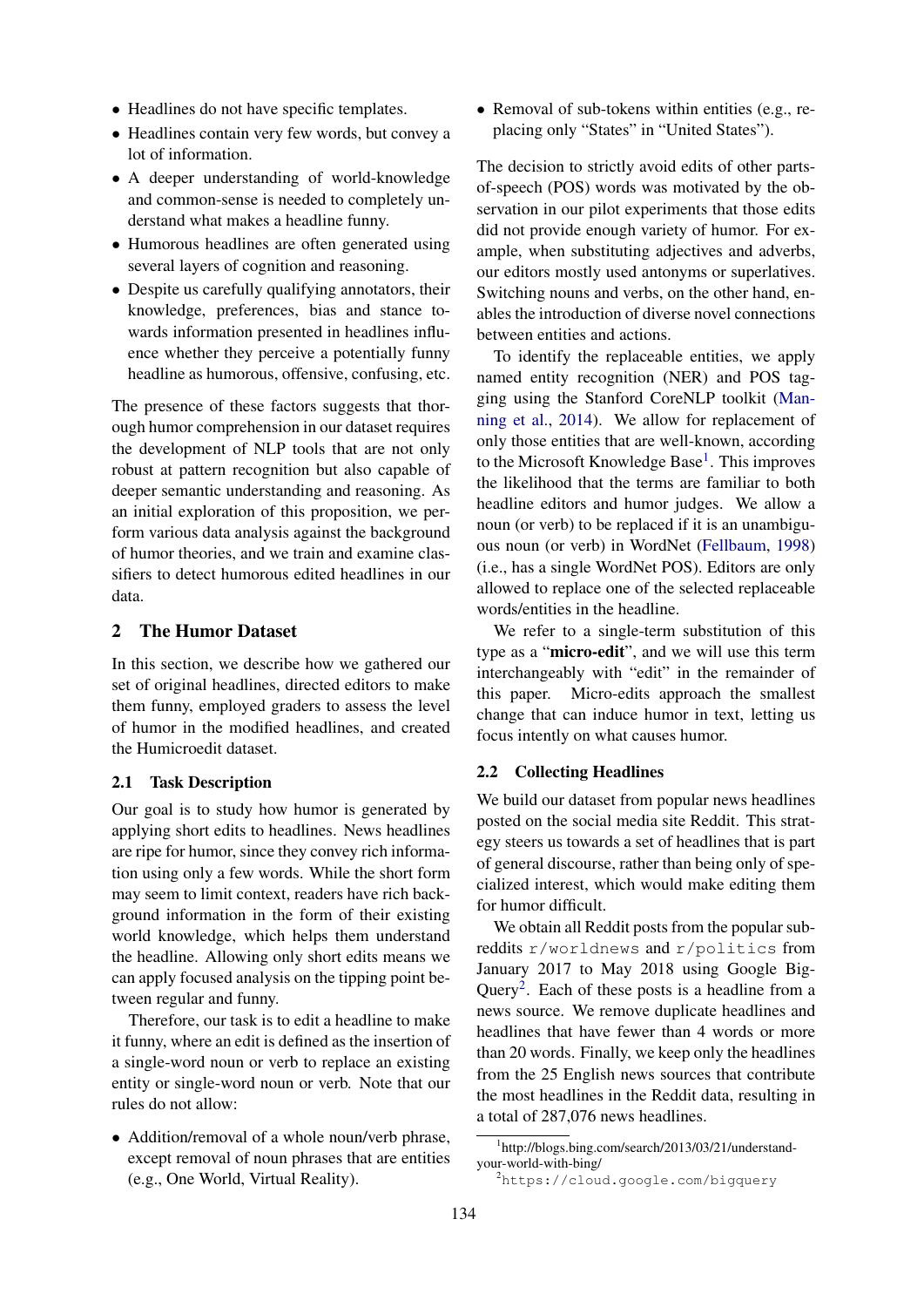- Headlines do not have specific templates.
- Headlines contain very few words, but convey a lot of information.
- A deeper understanding of world-knowledge and common-sense is needed to completely understand what makes a headline funny.
- Humorous headlines are often generated using several layers of cognition and reasoning.
- Despite us carefully qualifying annotators, their knowledge, preferences, bias and stance towards information presented in headlines influence whether they perceive a potentially funny headline as humorous, offensive, confusing, etc.

The presence of these factors suggests that thorough humor comprehension in our dataset requires the development of NLP tools that are not only robust at pattern recognition but also capable of deeper semantic understanding and reasoning. As an initial exploration of this proposition, we perform various data analysis against the background of humor theories, and we train and examine classifiers to detect humorous edited headlines in our data.

## 2 The Humor Dataset

In this section, we describe how we gathered our set of original headlines, directed editors to make them funny, employed graders to assess the level of humor in the modified headlines, and created the Humicroedit dataset.

### 2.1 Task Description

Our goal is to study how humor is generated by applying short edits to headlines. News headlines are ripe for humor, since they convey rich information using only a few words. While the short form may seem to limit context, readers have rich background information in the form of their existing world knowledge, which helps them understand the headline. Allowing only short edits means we can apply focused analysis on the tipping point between regular and funny.

Therefore, our task is to edit a headline to make it funny, where an edit is defined as the insertion of a single-word noun or verb to replace an existing entity or single-word noun or verb. Note that our rules do not allow:

- Addition/removal of a whole noun/verb phrase, except removal of noun phrases that are entities (e.g., One World, Virtual Reality).
- Removal of sub-tokens within entities (e.g., replacing only "States" in "United States").

The decision to strictly avoid edits of other parts-of-speech (POS) words was motivated by the observation in our pilot experiments that those edits did not provide enough variety of humor. For example, when substituting adjectives and adverbs, our editors mostly used antonyms or superlatives. Switching nouns and verbs, on the other hand, enables the introduction of diverse novel connections between entities and actions.

To identify the replaceable entities, we apply named entity recognition (NER) and POS tagging using the Stanford CoreNLP toolkit (Manning et al., 2014). We allow for replacement of only those entities that are well-known, according to the Microsoft Knowledge Base[1]. This improves the likelihood that the terms are familiar to both headline editors and humor judges. We allow a noun (or verb) to be replaced if it is an unambiguous noun (or verb) in WordNet (Fellbaum, 1998) (i.e., has a single WordNet POS). Editors are only allowed to replace one of the selected replaceable words/entities in the headline.

We refer to a single-term substitution of this type as a "**micro-edit**", and we will use this term interchangeably with "edit" in the remainder of this paper. Micro-edits approach the smallest change that can induce humor in text, letting us focus intently on what causes humor.

### 2.2 Collecting Headlines

We build our dataset from popular news headlines posted on the social media site Reddit. This strategy steers us towards a set of headlines that is part of general discourse, rather than being only of specialized interest, which would make editing them for humor difficult.

We obtain all Reddit posts from the popular subreddits `r/worldnews` and `r/politics` from January 2017 to May 2018 using Google BigQuery[2]. Each of these posts is a headline from a news source. We remove duplicate headlines and headlines that have fewer than 4 words or more than 20 words. Finally, we keep only the headlines from the 25 English news sources that contribute the most headlines in the Reddit data, resulting in a total of 287,076 news headlines.

[1] http://blogs.bing.com/search/2013/03/21/understand-your-world-with-bing/

[2] https://cloud.google.com/bigquery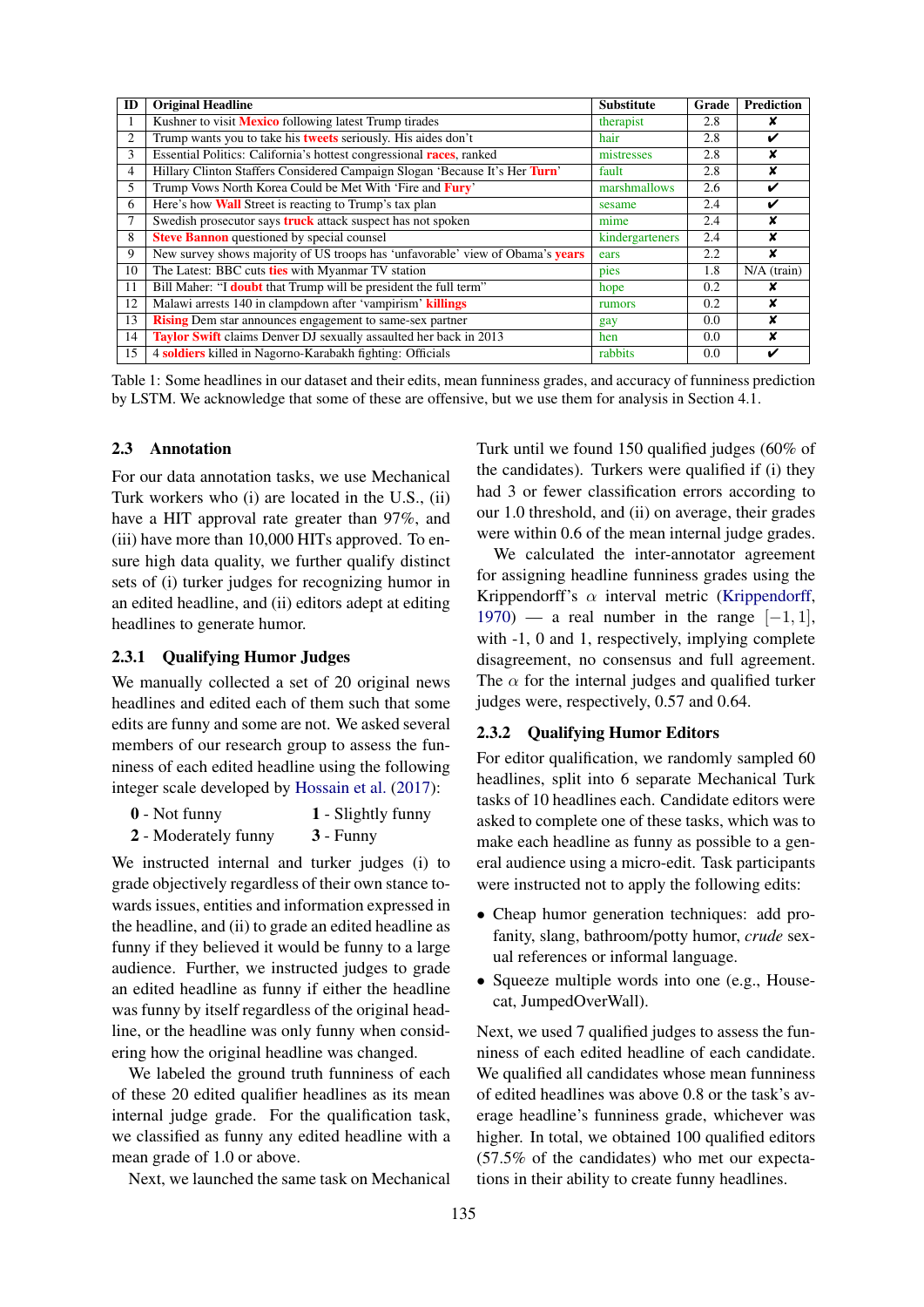| ID | Original Headline | Substitute | Grade | Prediction |
|---|---|---|---|---|
| 1 | Kushner to visit **Mexico** following latest Trump tirades | therapist | 2.8 | ✘ |
| 2 | Trump wants you to take his **tweets** seriously. His aides don't | hair | 2.8 | ✔ |
| 3 | Essential Politics: California's hottest congressional **races**, ranked | mistresses | 2.8 | ✘ |
| 4 | Hillary Clinton Staffers Considered Campaign Slogan 'Because It's Her **Turn**' | fault | 2.8 | ✘ |
| 5 | Trump Vows North Korea Could be Met With 'Fire and **Fury**' | marshmallows | 2.6 | ✔ |
| 6 | Here's how **Wall** Street is reacting to Trump's tax plan | sesame | 2.4 | ✔ |
| 7 | Swedish prosecutor says **truck** attack suspect has not spoken | mime | 2.4 | ✘ |
| 8 | **Steve Bannon** questioned by special counsel | kindergarteners | 2.4 | ✘ |
| 9 | New survey shows majority of US troops has 'unfavorable' view of Obama's **years** | ears | 2.2 | ✘ |
| 10 | The Latest: BBC cuts **ties** with Myanmar TV station | pies | 1.8 | N/A (train) |
| 11 | Bill Maher: "I **doubt** that Trump will be president the full term" | hope | 0.2 | ✘ |
| 12 | Malawi arrests 140 in clampdown after 'vampirism' **killings** | rumors | 0.2 | ✘ |
| 13 | **Rising** Dem star announces engagement to same-sex partner | gay | 0.0 | ✘ |
| 14 | **Taylor Swift** claims Denver DJ sexually assaulted her back in 2013 | hen | 0.0 | ✘ |
| 15 | 4 **soldiers** killed in Nagorno-Karabakh fighting: Officials | rabbits | 0.0 | ✔ |

Table 1: Some headlines in our dataset and their edits, mean funniness grades, and accuracy of funniness prediction by LSTM. We acknowledge that some of these are offensive, but we use them for analysis in Section 4.1.

### 2.3 Annotation

For our data annotation tasks, we use Mechanical Turk workers who (i) are located in the U.S., (ii) have a HIT approval rate greater than 97%, and (iii) have more than 10,000 HITs approved. To ensure high data quality, we further qualify distinct sets of (i) turker judges for recognizing humor in an edited headline, and (ii) editors adept at editing headlines to generate humor.

#### 2.3.1 Qualifying Humor Judges

We manually collected a set of 20 original news headlines and edited each of them such that some edits are funny and some are not. We asked several members of our research group to assess the funniness of each edited headline using the following integer scale developed by Hossain et al. (2017):

**0** - Not funny  
**1** - Slightly funny  
**2** - Moderately funny  
**3** - Funny

We instructed internal and turker judges (i) to grade objectively regardless of their own stance towards issues, entities and information expressed in the headline, and (ii) to grade an edited headline as funny if they believed it would be funny to a large audience. Further, we instructed judges to grade an edited headline as funny if either the headline was funny by itself regardless of the original headline, or the headline was only funny when considering how the original headline was changed.

We labeled the ground truth funniness of each of these 20 edited qualifier headlines as its mean internal judge grade. For the qualification task, we classified as funny any edited headline with a mean grade of 1.0 or above.

Next, we launched the same task on Mechanical Turk until we found 150 qualified judges (60% of the candidates). Turkers were qualified if (i) they had 3 or fewer classification errors according to our 1.0 threshold, and (ii) on average, their grades were within 0.6 of the mean internal judge grades.

We calculated the inter-annotator agreement for assigning headline funniness grades using the Krippendorff's $\alpha$ interval metric (Krippendorff, 1970) — a real number in the range $[-1, 1]$, with -1, 0 and 1, respectively, implying complete disagreement, no consensus and full agreement. The $\alpha$ for the internal judges and qualified turker judges were, respectively, 0.57 and 0.64.

#### 2.3.2 Qualifying Humor Editors

For editor qualification, we randomly sampled 60 headlines, split into 6 separate Mechanical Turk tasks of 10 headlines each. Candidate editors were asked to complete one of these tasks, which was to make each headline as funny as possible to a general audience using a micro-edit. Task participants were instructed not to apply the following edits:

- Cheap humor generation techniques: add profanity, slang, bathroom/potty humor, *crude* sexual references or informal language.
- Squeeze multiple words into one (e.g., Housecat, JumpedOverWall).

Next, we used 7 qualified judges to assess the funniness of each edited headline of each candidate. We qualified all candidates whose mean funniness of edited headlines was above 0.8 or the task's average headline's funniness grade, whichever was higher. In total, we obtained 100 qualified editors (57.5% of the candidates) who met our expectations in their ability to create funny headlines.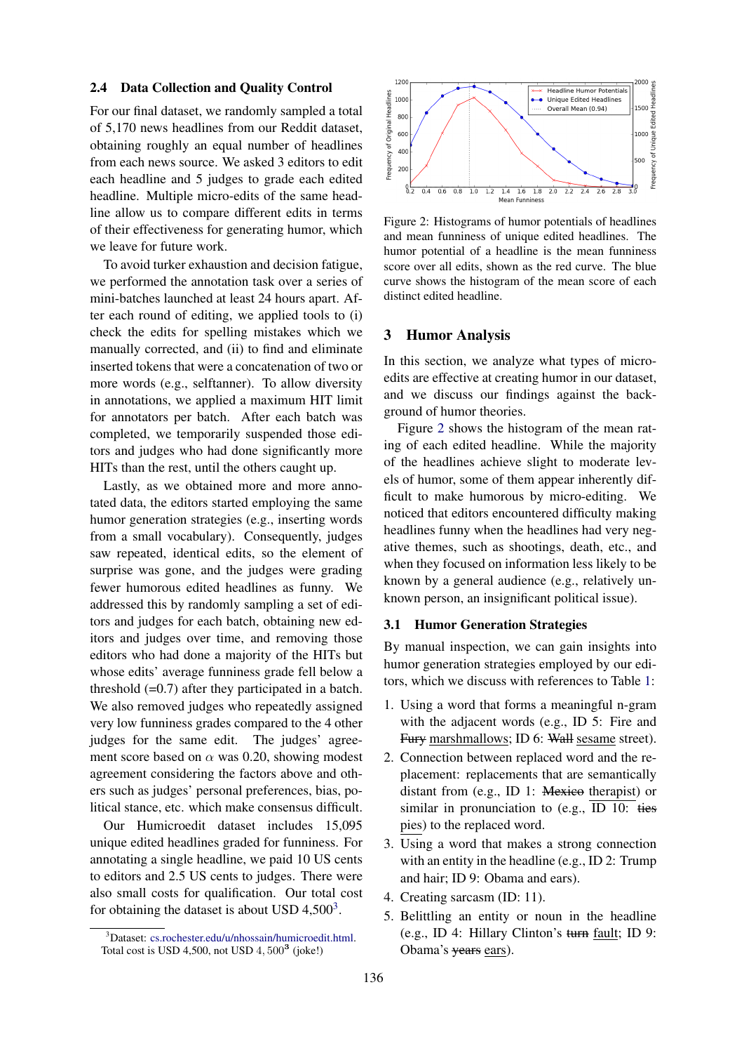## 2.4 Data Collection and Quality Control

For our final dataset, we randomly sampled a total of 5,170 news headlines from our Reddit dataset, obtaining roughly an equal number of headlines from each news source. We asked 3 editors to edit each headline and 5 judges to grade each edited headline. Multiple micro-edits of the same headline allow us to compare different edits in terms of their effectiveness for generating humor, which we leave for future work.

To avoid turker exhaustion and decision fatigue, we performed the annotation task over a series of mini-batches launched at least 24 hours apart. After each round of editing, we applied tools to (i) check the edits for spelling mistakes which we manually corrected, and (ii) to find and eliminate inserted tokens that were a concatenation of two or more words (e.g., selftanner). To allow diversity in annotations, we applied a maximum HIT limit for annotators per batch. After each batch was completed, we temporarily suspended those editors and judges who had done significantly more HITs than the rest, until the others caught up.

Lastly, as we obtained more and more annotated data, the editors started employing the same humor generation strategies (e.g., inserting words from a small vocabulary). Consequently, judges saw repeated, identical edits, so the element of surprise was gone, and the judges were grading fewer humorous edited headlines as funny. We addressed this by randomly sampling a set of editors and judges for each batch, obtaining new editors and judges over time, and removing those editors who had done a majority of the HITs but whose edits' average funniness grade fell below a threshold (=0.7) after they participated in a batch. We also removed judges who repeatedly assigned very low funniness grades compared to the 4 other judges for the same edit. The judges' agreement score based on $\alpha$ was 0.20, showing modest agreement considering the factors above and others such as judges' personal preferences, bias, political stance, etc. which make consensus difficult.

Our Humicroedit dataset includes 15,095 unique edited headlines graded for funniness. For annotating a single headline, we paid 10 US cents to editors and 2.5 US cents to judges. There were also small costs for qualification. Our total cost for obtaining the dataset is about USD 4,500[3].

[3]Dataset: cs.rochester.edu/u/nhossain/humicroedit.html. Total cost is USD 4,500, not USD $4,500^3$ (joke!)

Figure 2: Histograms of humor potentials of headlines and mean funniness of unique edited headlines. The humor potential of a headline is the mean funniness score over all edits, shown as the red curve. The blue curve shows the histogram of the mean score of each distinct edited headline.

# 3 Humor Analysis

In this section, we analyze what types of micro-edits are effective at creating humor in our dataset, and we discuss our findings against the background of humor theories.

Figure 2 shows the histogram of the mean rating of each edited headline. While the majority of the headlines achieve slight to moderate levels of humor, some of them appear inherently difficult to make humorous by micro-editing. We noticed that editors encountered difficulty making headlines funny when the headlines had very negative themes, such as shootings, death, etc., and when they focused on information less likely to be known by a general audience (e.g., relatively unknown person, an insignificant political issue).

## 3.1 Humor Generation Strategies

By manual inspection, we can gain insights into humor generation strategies employed by our editors, which we discuss with references to Table 1:

1. Using a word that forms a meaningful n-gram with the adjacent words (e.g., ID 5: Fire and ~~Fury~~ marshmallows; ID 6: ~~Wall~~ sesame street).
2. Connection between replaced word and the replacement: replacements that are semantically distant from (e.g., ID 1: ~~Mexico~~ therapist) or similar in pronunciation to (e.g., ID 10: ~~ties~~ pies) to the replaced word.
3. Using a word that makes a strong connection with an entity in the headline (e.g., ID 2: Trump and hair; ID 9: Obama and ears).
4. Creating sarcasm (ID: 11).
5. Belittling an entity or noun in the headline (e.g., ID 4: Hillary Clinton's ~~turn~~ fault; ID 9: Obama's ~~years~~ ears).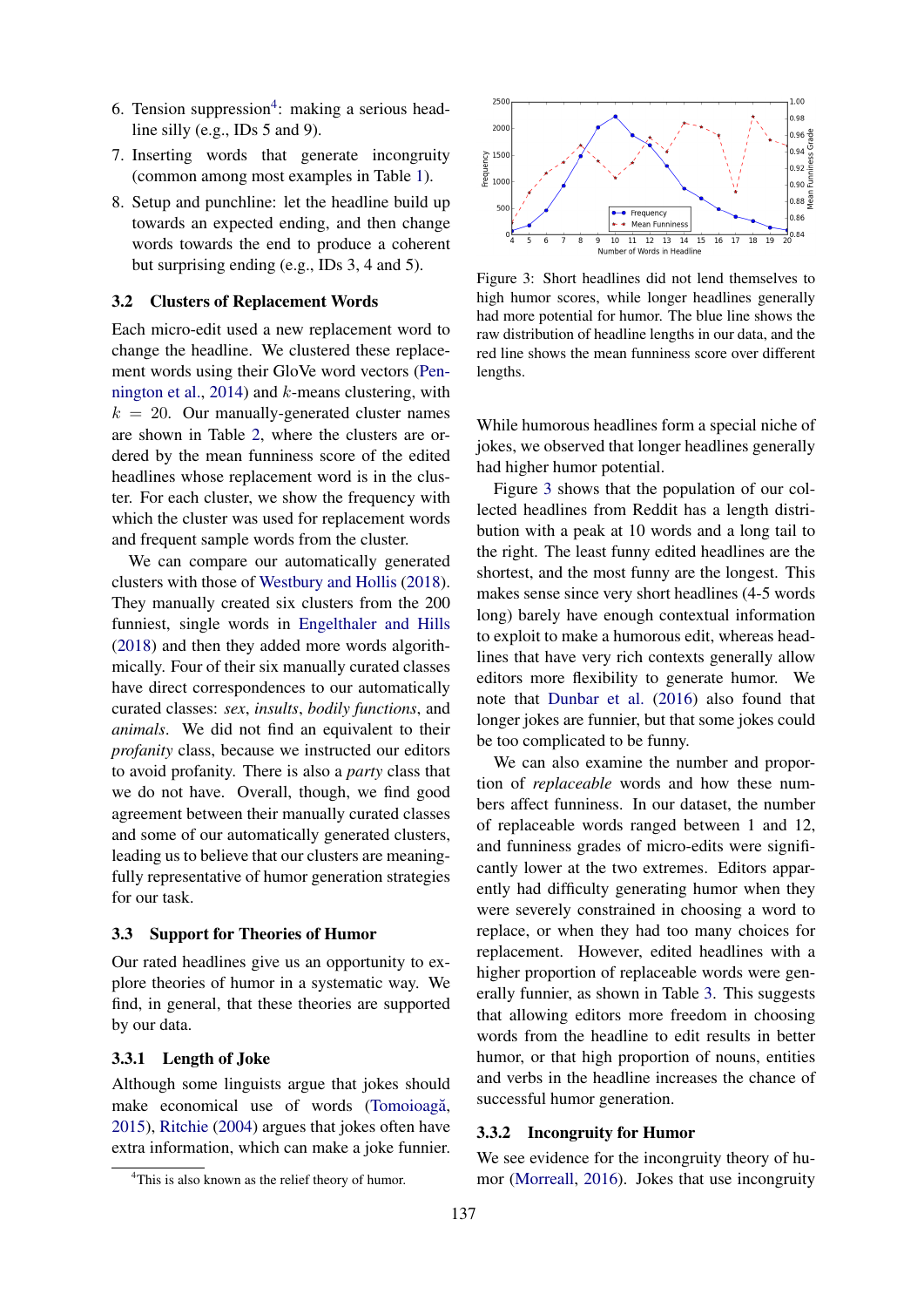6. Tension suppression[4]: making a serious headline silly (e.g., IDs 5 and 9).
7. Inserting words that generate incongruity (common among most examples in Table 1).
8. Setup and punchline: let the headline build up towards an expected ending, and then change words towards the end to produce a coherent but surprising ending (e.g., IDs 3, 4 and 5).

### 3.2 Clusters of Replacement Words

Each micro-edit used a new replacement word to change the headline. We clustered these replacement words using their GloVe word vectors (Pennington et al., 2014) and $k$-means clustering, with $k = 20$. Our manually-generated cluster names are shown in Table 2, where the clusters are ordered by the mean funniness score of the edited headlines whose replacement word is in the cluster. For each cluster, we show the frequency with which the cluster was used for replacement words and frequent sample words from the cluster.

We can compare our automatically generated clusters with those of Westbury and Hollis (2018). They manually created six clusters from the 200 funniest, single words in Engelthaler and Hills (2018) and then they added more words algorithmically. Four of their six manually curated classes have direct correspondences to our automatically curated classes: *sex*, *insults*, *bodily functions*, and *animals*. We did not find an equivalent to their *profanity* class, because we instructed our editors to avoid profanity. There is also a *party* class that we do not have. Overall, though, we find good agreement between their manually curated classes and some of our automatically generated clusters, leading us to believe that our clusters are meaningfully representative of humor generation strategies for our task.

### 3.3 Support for Theories of Humor

Our rated headlines give us an opportunity to explore theories of humor in a systematic way. We find, in general, that these theories are supported by our data.

#### 3.3.1 Length of Joke

Although some linguists argue that jokes should make economical use of words (Tomoioagă, 2015), Ritchie (2004) argues that jokes often have extra information, which can make a joke funnier.

[4]This is also known as the relief theory of humor.

Figure 3: Short headlines did not lend themselves to high humor scores, while longer headlines generally had more potential for humor. The blue line shows the raw distribution of headline lengths in our data, and the red line shows the mean funniness score over different lengths.

While humorous headlines form a special niche of jokes, we observed that longer headlines generally had higher humor potential.

Figure 3 shows that the population of our collected headlines from Reddit has a length distribution with a peak at 10 words and a long tail to the right. The least funny edited headlines are the shortest, and the most funny are the longest. This makes sense since very short headlines (4-5 words long) barely have enough contextual information to exploit to make a humorous edit, whereas headlines that have very rich contexts generally allow editors more flexibility to generate humor. We note that Dunbar et al. (2016) also found that longer jokes are funnier, but that some jokes could be too complicated to be funny.

We can also examine the number and proportion of *replaceable* words and how these numbers affect funniness. In our dataset, the number of replaceable words ranged between 1 and 12, and funniness grades of micro-edits were significantly lower at the two extremes. Editors apparently had difficulty generating humor when they were severely constrained in choosing a word to replace, or when they had too many choices for replacement. However, edited headlines with a higher proportion of replaceable words were generally funnier, as shown in Table 3. This suggests that allowing editors more freedom in choosing words from the headline to edit results in better humor, or that high proportion of nouns, entities and verbs in the headline increases the chance of successful humor generation.

#### 3.3.2 Incongruity for Humor

We see evidence for the incongruity theory of humor (Morreall, 2016). Jokes that use incongruity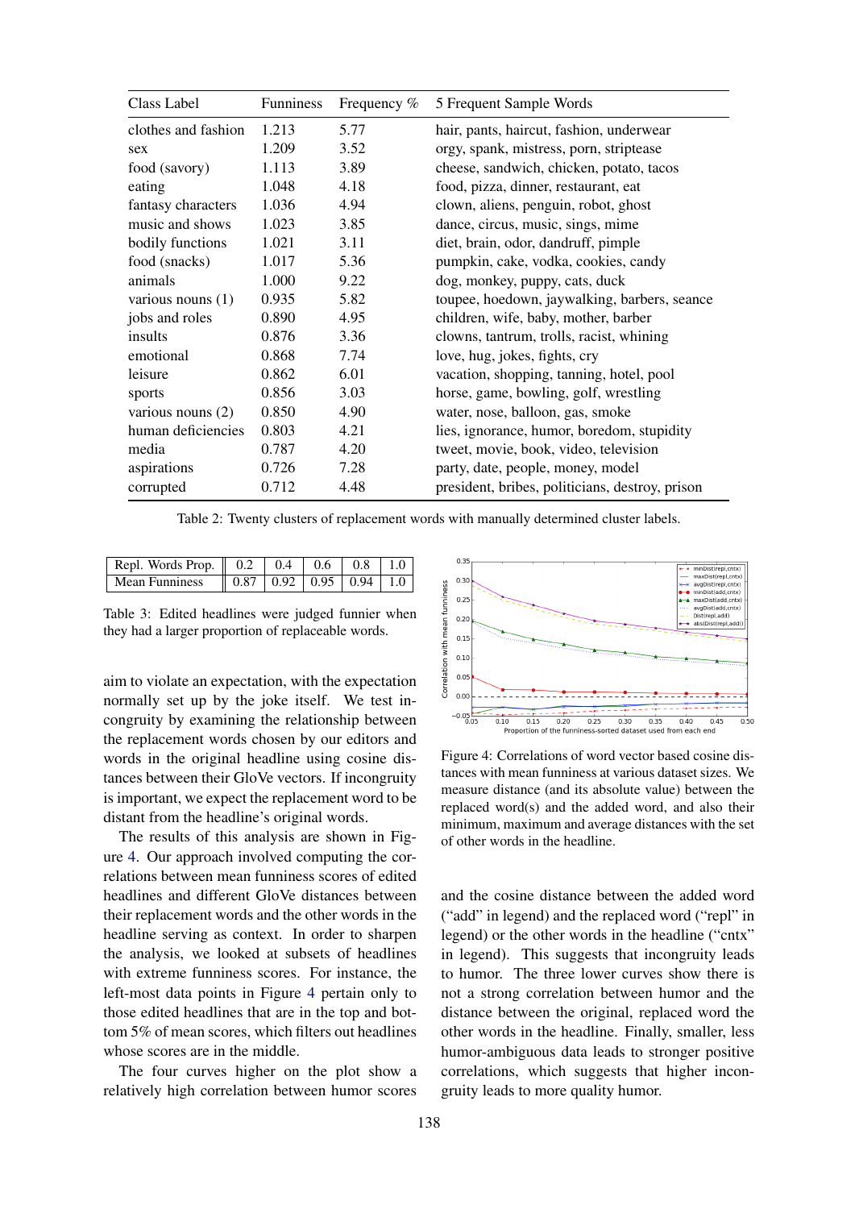| Class Label | Funniness | Frequency % | 5 Frequent Sample Words |
|---|---|---|---|
| clothes and fashion | 1.213 | 5.77 | hair, pants, haircut, fashion, underwear |
| sex | 1.209 | 3.52 | orgy, spank, mistress, porn, striptease |
| food (savory) | 1.113 | 3.89 | cheese, sandwich, chicken, potato, tacos |
| eating | 1.048 | 4.18 | food, pizza, dinner, restaurant, eat |
| fantasy characters | 1.036 | 4.94 | clown, aliens, penguin, robot, ghost |
| music and shows | 1.023 | 3.85 | dance, circus, music, sings, mime |
| bodily functions | 1.021 | 3.11 | diet, brain, odor, dandruff, pimple |
| food (snacks) | 1.017 | 5.36 | pumpkin, cake, vodka, cookies, candy |
| animals | 1.000 | 9.22 | dog, monkey, puppy, cats, duck |
| various nouns (1) | 0.935 | 5.82 | toupee, hoedown, jaywalking, barbers, seance |
| jobs and roles | 0.890 | 4.95 | children, wife, baby, mother, barber |
| insults | 0.876 | 3.36 | clowns, tantrum, trolls, racist, whining |
| emotional | 0.868 | 7.74 | love, hug, jokes, fights, cry |
| leisure | 0.862 | 6.01 | vacation, shopping, tanning, hotel, pool |
| sports | 0.856 | 3.03 | horse, game, bowling, golf, wrestling |
| various nouns (2) | 0.850 | 4.90 | water, nose, balloon, gas, smoke |
| human deficiencies | 0.803 | 4.21 | lies, ignorance, humor, boredom, stupidity |
| media | 0.787 | 4.20 | tweet, movie, book, video, television |
| aspirations | 0.726 | 7.28 | party, date, people, money, model |
| corrupted | 0.712 | 4.48 | president, bribes, politicians, destroy, prison |

Table 2: Twenty clusters of replacement words with manually determined cluster labels.

| Repl. Words Prop. | 0.2 | 0.4 | 0.6 | 0.8 | 1.0 |
|---|---|---|---|---|---|
| Mean Funniness | 0.87 | 0.92 | 0.95 | 0.94 | 1.0 |

Table 3: Edited headlines were judged funnier when they had a larger proportion of replaceable words.

aim to violate an expectation, with the expectation normally set up by the joke itself. We test incongruity by examining the relationship between the replacement words chosen by our editors and words in the original headline using cosine distances between their GloVe vectors. If incongruity is important, we expect the replacement word to be distant from the headline's original words.

The results of this analysis are shown in Figure 4. Our approach involved computing the correlations between mean funniness scores of edited headlines and different GloVe distances between their replacement words and the other words in the headline serving as context. In order to sharpen the analysis, we looked at subsets of headlines with extreme funniness scores. For instance, the left-most data points in Figure 4 pertain only to those edited headlines that are in the top and bottom 5% of mean scores, which filters out headlines whose scores are in the middle.

The four curves higher on the plot show a relatively high correlation between humor scores and the cosine distance between the added word ("add" in legend) and the replaced word ("repl" in legend) or the other words in the headline ("cntx" in legend). This suggests that incongruity leads to humor. The three lower curves show there is not a strong correlation between humor and the distance between the original, replaced word the other words in the headline. Finally, smaller, less humor-ambiguous data leads to stronger positive correlations, which suggests that higher incongruity leads to more quality humor.

Figure 4: Correlations of word vector based cosine distances with mean funniness at various dataset sizes. We measure distance (and its absolute value) between the replaced word(s) and the added word, and also their minimum, maximum and average distances with the set of other words in the headline.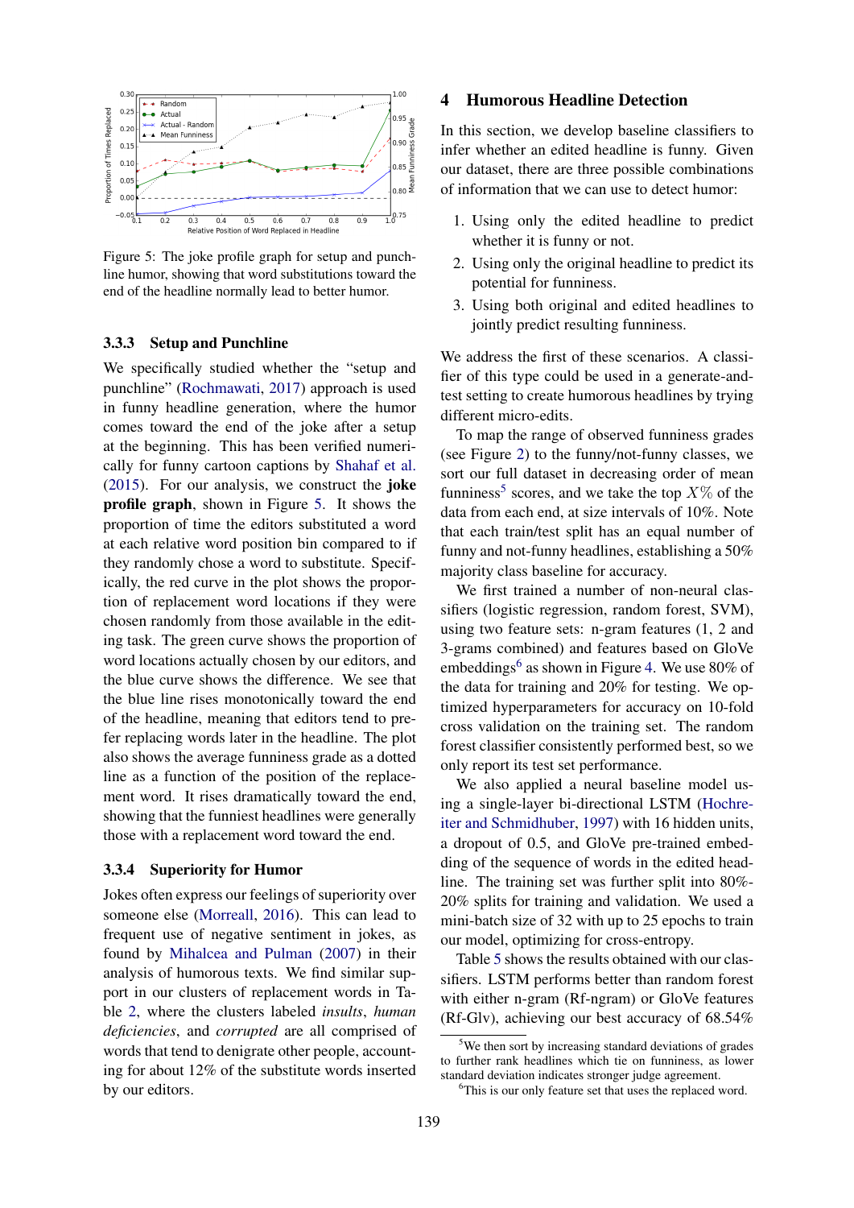Figure 5: The joke profile graph for setup and punchline humor, showing that word substitutions toward the end of the headline normally lead to better humor.

#### 3.3.3 Setup and Punchline

We specifically studied whether the "setup and punchline" (Rochmawati, 2017) approach is used in funny headline generation, where the humor comes toward the end of the joke after a setup at the beginning. This has been verified numerically for funny cartoon captions by Shahaf et al. (2015). For our analysis, we construct the **joke profile graph**, shown in Figure 5. It shows the proportion of time the editors substituted a word at each relative word position bin compared to if they randomly chose a word to substitute. Specifically, the red curve in the plot shows the proportion of replacement word locations if they were chosen randomly from those available in the editing task. The green curve shows the proportion of word locations actually chosen by our editors, and the blue curve shows the difference. We see that the blue line rises monotonically toward the end of the headline, meaning that editors tend to prefer replacing words later in the headline. The plot also shows the average funniness grade as a dotted line as a function of the position of the replacement word. It rises dramatically toward the end, showing that the funniest headlines were generally those with a replacement word toward the end.

#### 3.3.4 Superiority for Humor

Jokes often express our feelings of superiority over someone else (Morreall, 2016). This can lead to frequent use of negative sentiment in jokes, as found by Mihalcea and Pulman (2007) in their analysis of humorous texts. We find similar support in our clusters of replacement words in Table 2, where the clusters labeled *insults*, *human deficiencies*, and *corrupted* are all comprised of words that tend to denigrate other people, accounting for about 12% of the substitute words inserted by our editors.

## 4 Humorous Headline Detection

In this section, we develop baseline classifiers to infer whether an edited headline is funny. Given our dataset, there are three possible combinations of information that we can use to detect humor:

1. Using only the edited headline to predict whether it is funny or not.
2. Using only the original headline to predict its potential for funniness.
3. Using both original and edited headlines to jointly predict resulting funniness.

We address the first of these scenarios. A classifier of this type could be used in a generate-and-test setting to create humorous headlines by trying different micro-edits.

To map the range of observed funniness grades (see Figure 2) to the funny/not-funny classes, we sort our full dataset in decreasing order of mean funniness[5] scores, and we take the top $X\%$ of the data from each end, at size intervals of 10%. Note that each train/test split has an equal number of funny and not-funny headlines, establishing a 50% majority class baseline for accuracy.

We first trained a number of non-neural classifiers (logistic regression, random forest, SVM), using two feature sets: n-gram features (1, 2 and 3-grams combined) and features based on GloVe embeddings[6] as shown in Figure 4. We use 80% of the data for training and 20% for testing. We optimized hyperparameters for accuracy on 10-fold cross validation on the training set. The random forest classifier consistently performed best, so we only report its test set performance.

We also applied a neural baseline model using a single-layer bi-directional LSTM (Hochreiter and Schmidhuber, 1997) with 16 hidden units, a dropout of 0.5, and GloVe pre-trained embedding of the sequence of words in the edited headline. The training set was further split into 80%-20% splits for training and validation. We used a mini-batch size of 32 with up to 25 epochs to train our model, optimizing for cross-entropy.

Table 5 shows the results obtained with our classifiers. LSTM performs better than random forest with either n-gram (Rf-ngram) or GloVe features (Rf-Glv), achieving our best accuracy of 68.54%

[5]We then sort by increasing standard deviations of grades to further rank headlines which tie on funniness, as lower standard deviation indicates stronger judge agreement.

[6]This is our only feature set that uses the replaced word.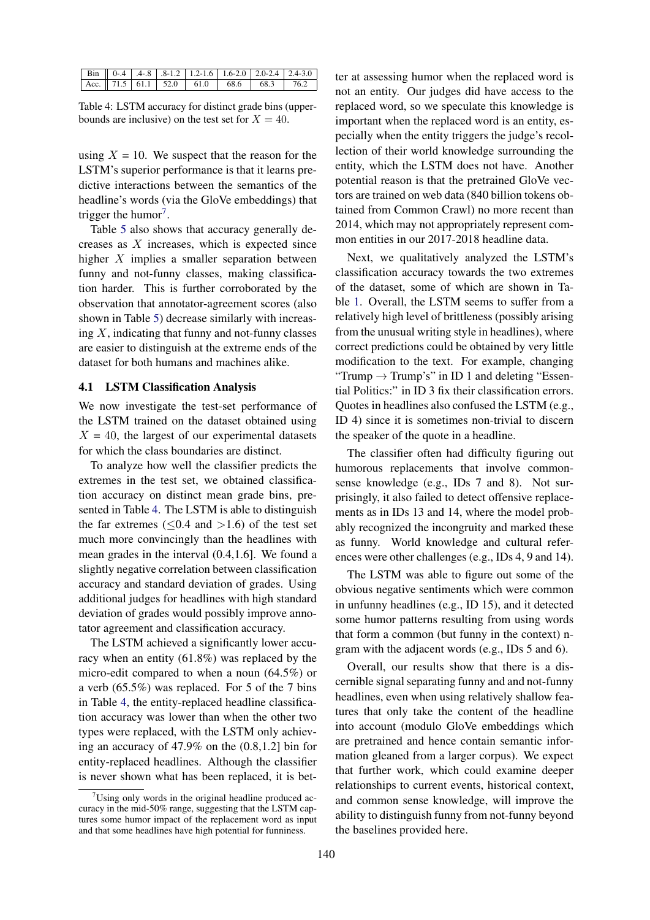| Bin | 0-.4 | .4-.8 | .8-1.2 | 1.2-1.6 | 1.6-2.0 | 2.0-2.4 | 2.4-3.0 |
|---|---|---|---|---|---|---|---|
| Acc. | 71.5 | 61.1 | 52.0 | 61.0 | 68.6 | 68.3 | 76.2 |

Table 4: LSTM accuracy for distinct grade bins (upper-bounds are inclusive) on the test set for $X = 40$.

using $X$ = 10. We suspect that the reason for the LSTM's superior performance is that it learns predictive interactions between the semantics of the headline's words (via the GloVe embeddings) that trigger the humor[7].

Table 5 also shows that accuracy generally decreases as $X$ increases, which is expected since higher $X$ implies a smaller separation between funny and not-funny classes, making classification harder. This is further corroborated by the observation that annotator-agreement scores (also shown in Table 5) decrease similarly with increasing $X$, indicating that funny and not-funny classes are easier to distinguish at the extreme ends of the dataset for both humans and machines alike.

### 4.1 LSTM Classification Analysis

We now investigate the test-set performance of the LSTM trained on the dataset obtained using $X$ = 40, the largest of our experimental datasets for which the class boundaries are distinct.

To analyze how well the classifier predicts the extremes in the test set, we obtained classification accuracy on distinct mean grade bins, presented in Table 4. The LSTM is able to distinguish the far extremes ($\leq$0.4 and $>$1.6) of the test set much more convincingly than the headlines with mean grades in the interval (0.4,1.6]. We found a slightly negative correlation between classification accuracy and standard deviation of grades. Using additional judges for headlines with high standard deviation of grades would possibly improve annotator agreement and classification accuracy.

The LSTM achieved a significantly lower accuracy when an entity (61.8%) was replaced by the micro-edit compared to when a noun (64.5%) or a verb (65.5%) was replaced. For 5 of the 7 bins in Table 4, the entity-replaced headline classification accuracy was lower than when the other two types were replaced, with the LSTM only achieving an accuracy of 47.9% on the (0.8,1.2] bin for entity-replaced headlines. Although the classifier is never shown what has been replaced, it is better at assessing humor when the replaced word is not an entity. Our judges did have access to the replaced word, so we speculate this knowledge is important when the replaced word is an entity, especially when the entity triggers the judge's recollection of their world knowledge surrounding the entity, which the LSTM does not have. Another potential reason is that the pretrained GloVe vectors are trained on web data (840 billion tokens obtained from Common Crawl) no more recent than 2014, which may not appropriately represent common entities in our 2017-2018 headline data.

Next, we qualitatively analyzed the LSTM's classification accuracy towards the two extremes of the dataset, some of which are shown in Table 1. Overall, the LSTM seems to suffer from a relatively high level of brittleness (possibly arising from the unusual writing style in headlines), where correct predictions could be obtained by very little modification to the text. For example, changing "Trump $\rightarrow$ Trump's" in ID 1 and deleting "Essential Politics:" in ID 3 fix their classification errors. Quotes in headlines also confused the LSTM (e.g., ID 4) since it is sometimes non-trivial to discern the speaker of the quote in a headline.

The classifier often had difficulty figuring out humorous replacements that involve commonsense knowledge (e.g., IDs 7 and 8). Not surprisingly, it also failed to detect offensive replacements as in IDs 13 and 14, where the model probably recognized the incongruity and marked these as funny. World knowledge and cultural references were other challenges (e.g., IDs 4, 9 and 14).

The LSTM was able to figure out some of the obvious negative sentiments which were common in unfunny headlines (e.g., ID 15), and it detected some humor patterns resulting from using words that form a common (but funny in the context) n-gram with the adjacent words (e.g., IDs 5 and 6).

Overall, our results show that there is a discernible signal separating funny and and not-funny headlines, even when using relatively shallow features that only take the content of the headline into account (modulo GloVe embeddings which are pretrained and hence contain semantic information gleaned from a larger corpus). We expect that further work, which could examine deeper relationships to current events, historical context, and common sense knowledge, will improve the ability to distinguish funny from not-funny beyond the baselines provided here.

[7]Using only words in the original headline produced accuracy in the mid-50% range, suggesting that the LSTM captures some humor impact of the replacement word as input and that some headlines have high potential for funniness.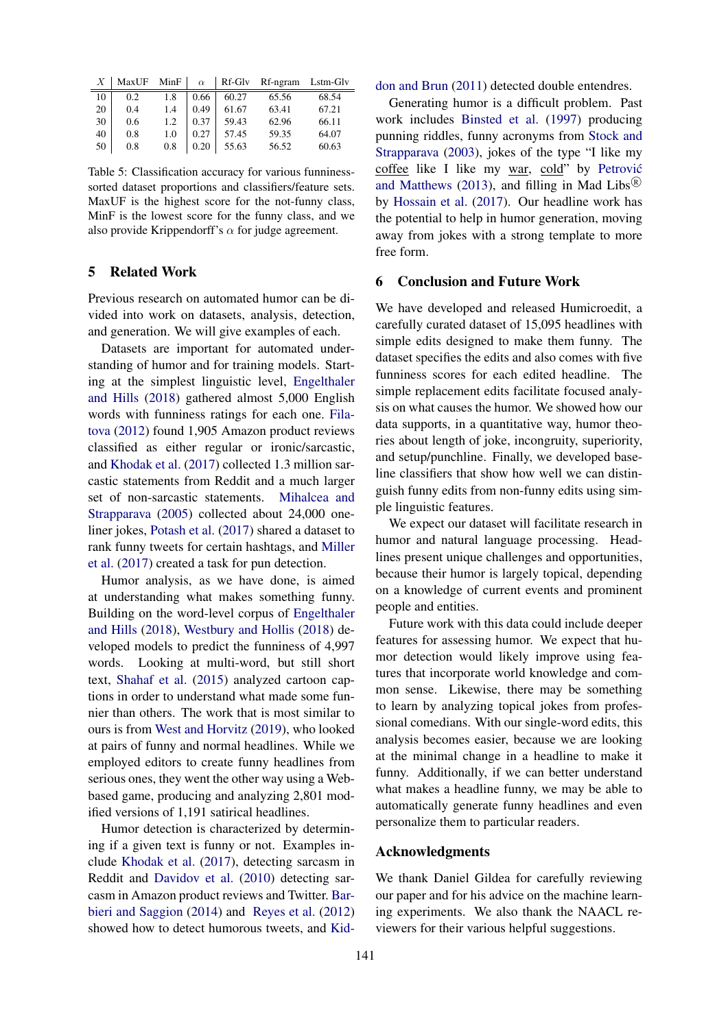| $X$ | MaxUF | MinF | $\alpha$ | Rf-Glv | Rf-ngram | Lstm-Glv |
|---|---|---|---|---|---|---|
| 10 | 0.2 | 1.8 | 0.66 | 60.27 | 65.56 | 68.54 |
| 20 | 0.4 | 1.4 | 0.49 | 61.67 | 63.41 | 67.21 |
| 30 | 0.6 | 1.2 | 0.37 | 59.43 | 62.96 | 66.11 |
| 40 | 0.8 | 1.0 | 0.27 | 57.45 | 59.35 | 64.07 |
| 50 | 0.8 | 0.8 | 0.20 | 55.63 | 56.52 | 60.63 |

Table 5: Classification accuracy for various funniness-sorted dataset proportions and classifiers/feature sets. MaxUF is the highest score for the not-funny class, MinF is the lowest score for the funny class, and we also provide Krippendorff's $\alpha$ for judge agreement.

## 5 Related Work

Previous research on automated humor can be divided into work on datasets, analysis, detection, and generation. We will give examples of each.

Datasets are important for automated understanding of humor and for training models. Starting at the simplest linguistic level, Engelthaler and Hills (2018) gathered almost 5,000 English words with funniness ratings for each one. Filatova (2012) found 1,905 Amazon product reviews classified as either regular or ironic/sarcastic, and Khodak et al. (2017) collected 1.3 million sarcastic statements from Reddit and a much larger set of non-sarcastic statements. Mihalcea and Strapparava (2005) collected about 24,000 one-liner jokes, Potash et al. (2017) shared a dataset to rank funny tweets for certain hashtags, and Miller et al. (2017) created a task for pun detection.

Humor analysis, as we have done, is aimed at understanding what makes something funny. Building on the word-level corpus of Engelthaler and Hills (2018), Westbury and Hollis (2018) developed models to predict the funniness of 4,997 words. Looking at multi-word, but still short text, Shahaf et al. (2015) analyzed cartoon captions in order to understand what made some funnier than others. The work that is most similar to ours is from West and Horvitz (2019), who looked at pairs of funny and normal headlines. While we employed editors to create funny headlines from serious ones, they went the other way using a Web-based game, producing and analyzing 2,801 modified versions of 1,191 satirical headlines.

Humor detection is characterized by determining if a given text is funny or not. Examples include Khodak et al. (2017), detecting sarcasm in Reddit and Davidov et al. (2010) detecting sarcasm in Amazon product reviews and Twitter. Barbieri and Saggion (2014) and Reyes et al. (2012) showed how to detect humorous tweets, and Kiddon and Brun (2011) detected double entendres.

Generating humor is a difficult problem. Past work includes Binsted et al. (1997) producing punning riddles, funny acronyms from Stock and Strapparava (2003), jokes of the type "I like my coffee like I like my war, cold" by Petrović and Matthews (2013), and filling in Mad Libs® by Hossain et al. (2017). Our headline work has the potential to help in humor generation, moving away from jokes with a strong template to more free form.

## 6 Conclusion and Future Work

We have developed and released Humicroedit, a carefully curated dataset of 15,095 headlines with simple edits designed to make them funny. The dataset specifies the edits and also comes with five funniness scores for each edited headline. The simple replacement edits facilitate focused analysis on what causes the humor. We showed how our data supports, in a quantitative way, humor theories about length of joke, incongruity, superiority, and setup/punchline. Finally, we developed baseline classifiers that show how well we can distinguish funny edits from non-funny edits using simple linguistic features.

We expect our dataset will facilitate research in humor and natural language processing. Headlines present unique challenges and opportunities, because their humor is largely topical, depending on a knowledge of current events and prominent people and entities.

Future work with this data could include deeper features for assessing humor. We expect that humor detection would likely improve using features that incorporate world knowledge and common sense. Likewise, there may be something to learn by analyzing topical jokes from professional comedians. With our single-word edits, this analysis becomes easier, because we are looking at the minimal change in a headline to make it funny. Additionally, if we can better understand what makes a headline funny, we may be able to automatically generate funny headlines and even personalize them to particular readers.

## Acknowledgments

We thank Daniel Gildea for carefully reviewing our paper and for his advice on the machine learning experiments. We also thank the NAACL reviewers for their various helpful suggestions.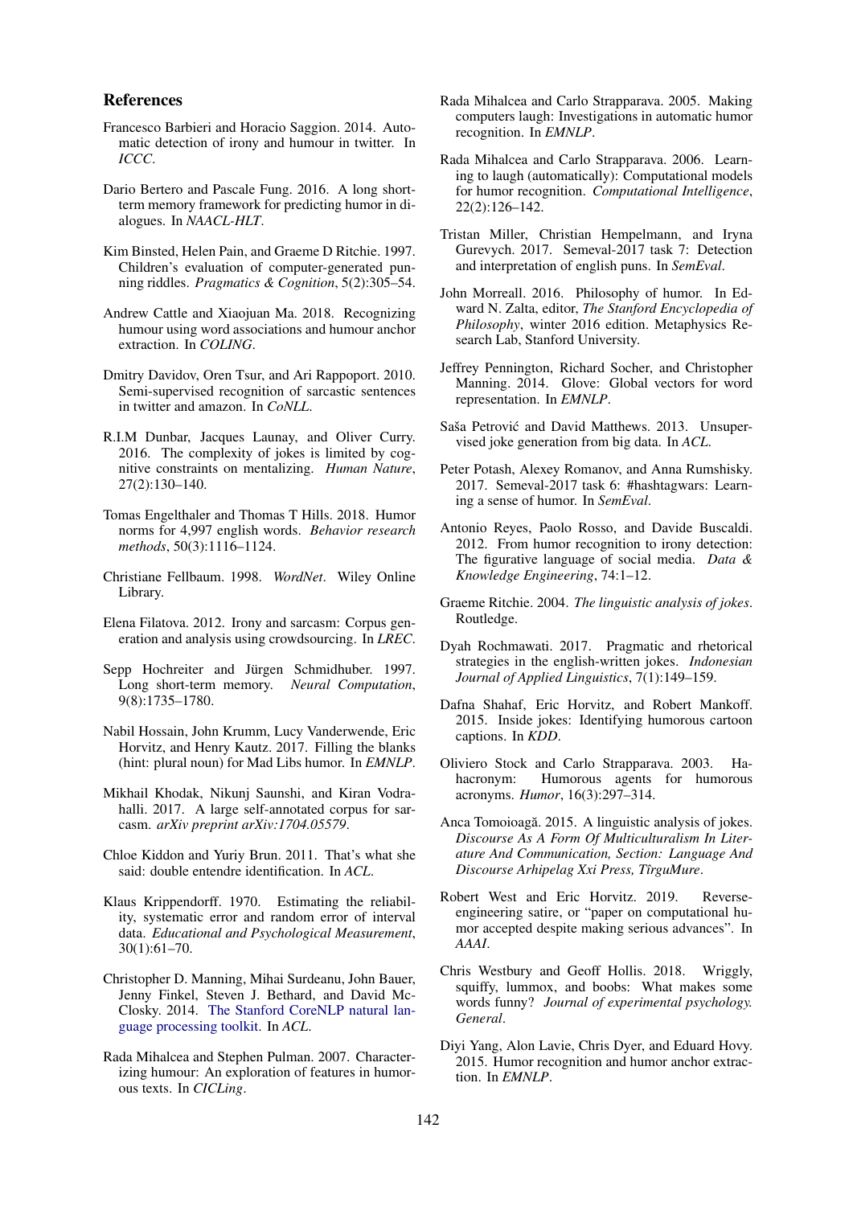## References

Francesco Barbieri and Horacio Saggion. 2014. Automatic detection of irony and humour in twitter. In *ICCC*.

Dario Bertero and Pascale Fung. 2016. A long short-term memory framework for predicting humor in dialogues. In *NAACL-HLT*.

Kim Binsted, Helen Pain, and Graeme D Ritchie. 1997. Children's evaluation of computer-generated punning riddles. *Pragmatics & Cognition*, 5(2):305–54.

Andrew Cattle and Xiaojuan Ma. 2018. Recognizing humour using word associations and humour anchor extraction. In *COLING*.

Dmitry Davidov, Oren Tsur, and Ari Rappoport. 2010. Semi-supervised recognition of sarcastic sentences in twitter and amazon. In *CoNLL*.

R.I.M Dunbar, Jacques Launay, and Oliver Curry. 2016. The complexity of jokes is limited by cognitive constraints on mentalizing. *Human Nature*, 27(2):130–140.

Tomas Engelthaler and Thomas T Hills. 2018. Humor norms for 4,997 english words. *Behavior research methods*, 50(3):1116–1124.

Christiane Fellbaum. 1998. *WordNet*. Wiley Online Library.

Elena Filatova. 2012. Irony and sarcasm: Corpus generation and analysis using crowdsourcing. In *LREC*.

Sepp Hochreiter and Jürgen Schmidhuber. 1997. Long short-term memory. *Neural Computation*, 9(8):1735–1780.

Nabil Hossain, John Krumm, Lucy Vanderwende, Eric Horvitz, and Henry Kautz. 2017. Filling the blanks (hint: plural noun) for Mad Libs humor. In *EMNLP*.

Mikhail Khodak, Nikunj Saunshi, and Kiran Vodrahalli. 2017. A large self-annotated corpus for sarcasm. *arXiv preprint arXiv:1704.05579*.

Chloe Kiddon and Yuriy Brun. 2011. That's what she said: double entendre identification. In *ACL*.

Klaus Krippendorff. 1970. Estimating the reliability, systematic error and random error of interval data. *Educational and Psychological Measurement*, 30(1):61–70.

Christopher D. Manning, Mihai Surdeanu, John Bauer, Jenny Finkel, Steven J. Bethard, and David McClosky. 2014. The Stanford CoreNLP natural language processing toolkit. In *ACL*.

Rada Mihalcea and Stephen Pulman. 2007. Characterizing humour: An exploration of features in humorous texts. In *CICLing*.

Rada Mihalcea and Carlo Strapparava. 2005. Making computers laugh: Investigations in automatic humor recognition. In *EMNLP*.

Rada Mihalcea and Carlo Strapparava. 2006. Learning to laugh (automatically): Computational models for humor recognition. *Computational Intelligence*, 22(2):126–142.

Tristan Miller, Christian Hempelmann, and Iryna Gurevych. 2017. Semeval-2017 task 7: Detection and interpretation of english puns. In *SemEval*.

John Morreall. 2016. Philosophy of humor. In Edward N. Zalta, editor, *The Stanford Encyclopedia of Philosophy*, winter 2016 edition. Metaphysics Research Lab, Stanford University.

Jeffrey Pennington, Richard Socher, and Christopher Manning. 2014. Glove: Global vectors for word representation. In *EMNLP*.

Saša Petrović and David Matthews. 2013. Unsupervised joke generation from big data. In *ACL*.

Peter Potash, Alexey Romanov, and Anna Rumshisky. 2017. Semeval-2017 task 6: #hashtagwars: Learning a sense of humor. In *SemEval*.

Antonio Reyes, Paolo Rosso, and Davide Buscaldi. 2012. From humor recognition to irony detection: The figurative language of social media. *Data & Knowledge Engineering*, 74:1–12.

Graeme Ritchie. 2004. *The linguistic analysis of jokes*. Routledge.

Dyah Rochmawati. 2017. Pragmatic and rhetorical strategies in the english-written jokes. *Indonesian Journal of Applied Linguistics*, 7(1):149–159.

Dafna Shahaf, Eric Horvitz, and Robert Mankoff. 2015. Inside jokes: Identifying humorous cartoon captions. In *KDD*.

Oliviero Stock and Carlo Strapparava. 2003. Hahacronym: Humorous agents for humorous acronyms. *Humor*, 16(3):297–314.

Anca Tomoioagă. 2015. A linguistic analysis of jokes. *Discourse As A Form Of Multiculturalism In Literature And Communication, Section: Language And Discourse Arhipelag Xxi Press, TîrguMure*.

Robert West and Eric Horvitz. 2019. Reverse-engineering satire, or "paper on computational humor accepted despite making serious advances". In *AAAI*.

Chris Westbury and Geoff Hollis. 2018. Wriggly, squiffy, lummox, and boobs: What makes some words funny? *Journal of experimental psychology. General*.

Diyi Yang, Alon Lavie, Chris Dyer, and Eduard Hovy. 2015. Humor recognition and humor anchor extraction. In *EMNLP*.